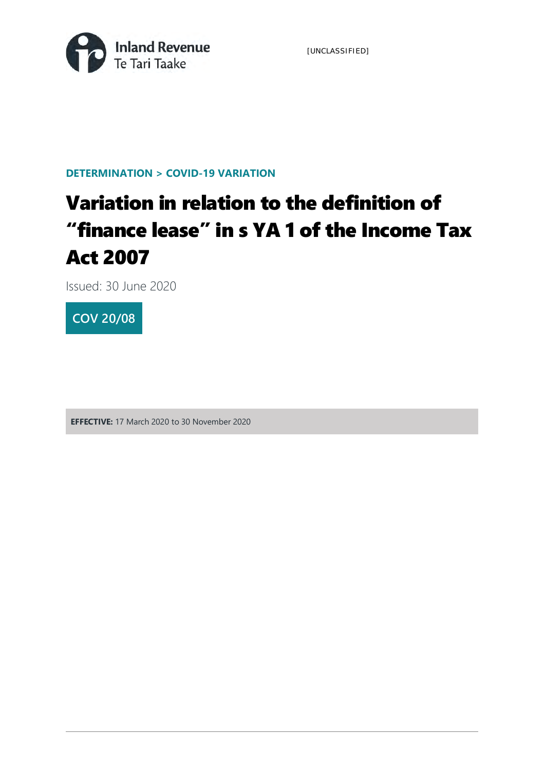Inland Revenue
Te Tari Taake

[UNCLASSIFIED]

**DETERMINATION > COVID-19 VARIATION**

# Variation in relation to the definition of "finance lease" in s YA 1 of the Income Tax Act 2007

Issued: 30 June 2020

**COV 20/08**

**EFFECTIVE:** 17 March 2020 to 30 November 2020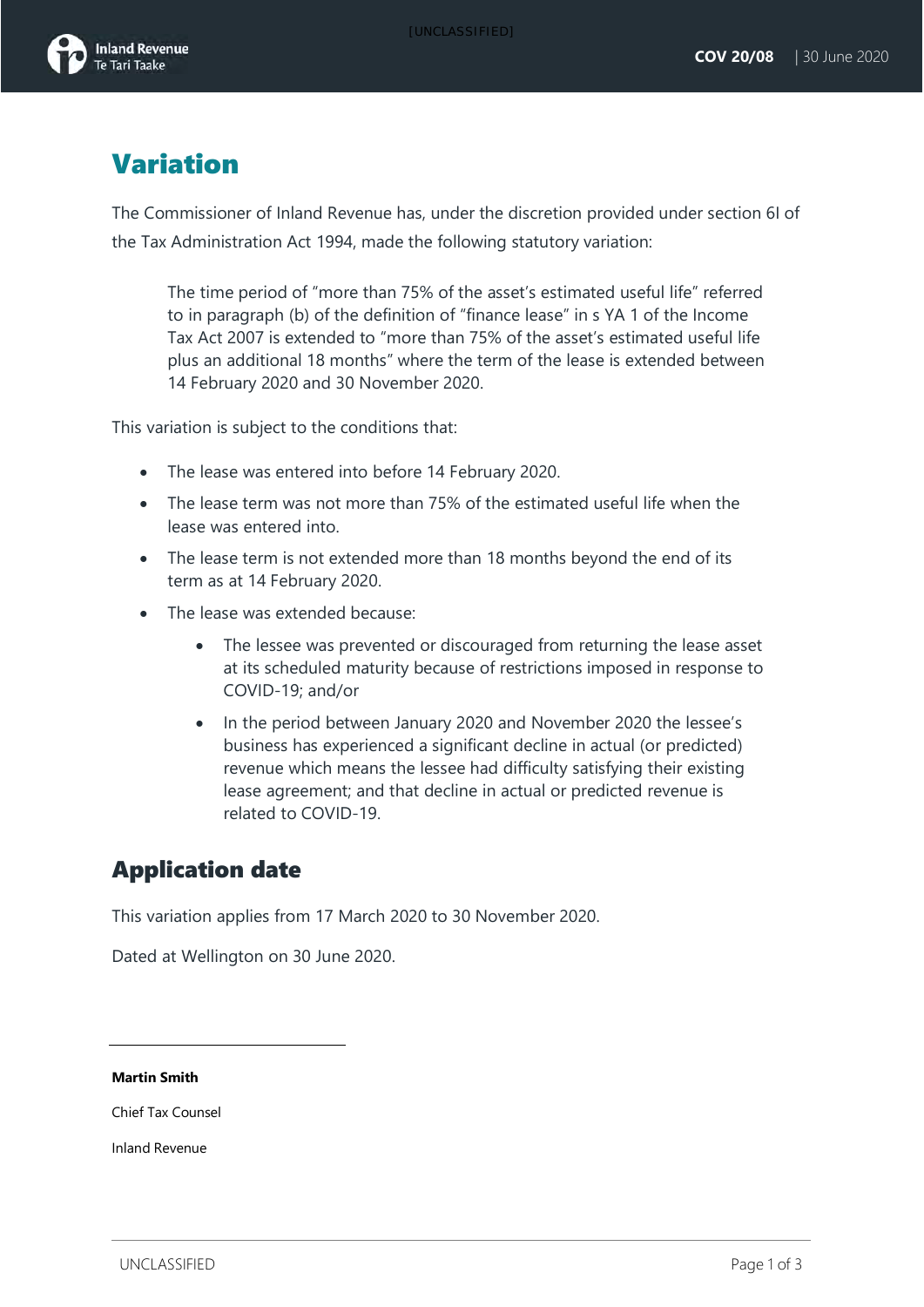# Variation

The Commissioner of Inland Revenue has, under the discretion provided under section 6I of the Tax Administration Act 1994, made the following statutory variation:

> The time period of "more than 75% of the asset's estimated useful life" referred to in paragraph (b) of the definition of "finance lease" in s YA 1 of the Income Tax Act 2007 is extended to "more than 75% of the asset's estimated useful life plus an additional 18 months" where the term of the lease is extended between 14 February 2020 and 30 November 2020.

This variation is subject to the conditions that:

- The lease was entered into before 14 February 2020.
- The lease term was not more than 75% of the estimated useful life when the lease was entered into.
- The lease term is not extended more than 18 months beyond the end of its term as at 14 February 2020.
- The lease was extended because:
  - The lessee was prevented or discouraged from returning the lease asset at its scheduled maturity because of restrictions imposed in response to COVID-19; and/or
  - In the period between January 2020 and November 2020 the lessee's business has experienced a significant decline in actual (or predicted) revenue which means the lessee had difficulty satisfying their existing lease agreement; and that decline in actual or predicted revenue is related to COVID-19.

## Application date

This variation applies from 17 March 2020 to 30 November 2020.

Dated at Wellington on 30 June 2020.

**Martin Smith**

Chief Tax Counsel

Inland Revenue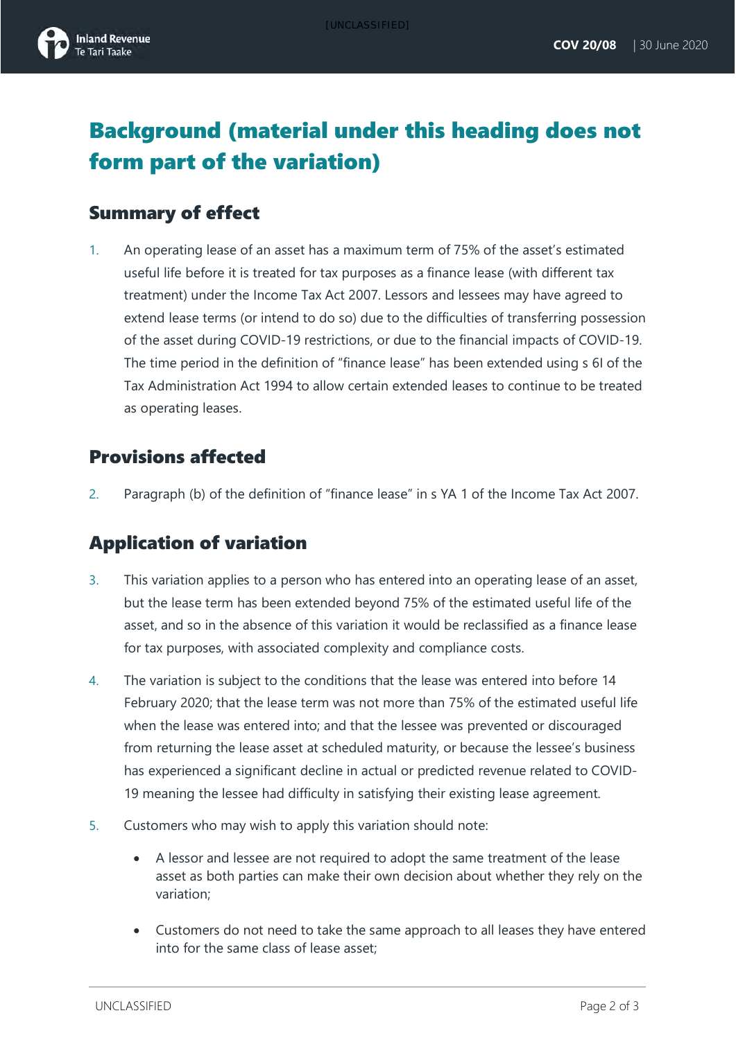# Background (material under this heading does not form part of the variation)

## Summary of effect

1. An operating lease of an asset has a maximum term of 75% of the asset's estimated useful life before it is treated for tax purposes as a finance lease (with different tax treatment) under the Income Tax Act 2007. Lessors and lessees may have agreed to extend lease terms (or intend to do so) due to the difficulties of transferring possession of the asset during COVID-19 restrictions, or due to the financial impacts of COVID-19. The time period in the definition of "finance lease" has been extended using s 6I of the Tax Administration Act 1994 to allow certain extended leases to continue to be treated as operating leases.

## Provisions affected

2. Paragraph (b) of the definition of "finance lease" in s YA 1 of the Income Tax Act 2007.

## Application of variation

3. This variation applies to a person who has entered into an operating lease of an asset, but the lease term has been extended beyond 75% of the estimated useful life of the asset, and so in the absence of this variation it would be reclassified as a finance lease for tax purposes, with associated complexity and compliance costs.
4. The variation is subject to the conditions that the lease was entered into before 14 February 2020; that the lease term was not more than 75% of the estimated useful life when the lease was entered into; and that the lessee was prevented or discouraged from returning the lease asset at scheduled maturity, or because the lessee's business has experienced a significant decline in actual or predicted revenue related to COVID-19 meaning the lessee had difficulty in satisfying their existing lease agreement.
5. Customers who may wish to apply this variation should note:

   - A lessor and lessee are not required to adopt the same treatment of the lease asset as both parties can make their own decision about whether they rely on the variation;
   - Customers do not need to take the same approach to all leases they have entered into for the same class of lease asset;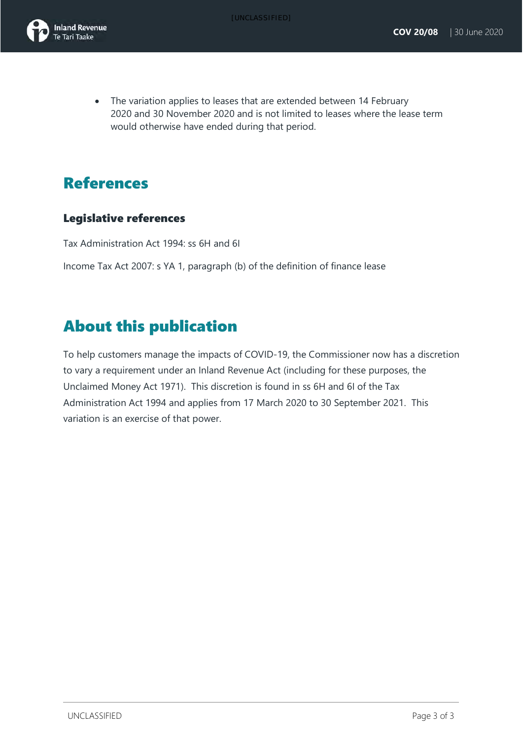- The variation applies to leases that are extended between 14 February 2020 and 30 November 2020 and is not limited to leases where the lease term would otherwise have ended during that period.

# References

## Legislative references

Tax Administration Act 1994: ss 6H and 6I

Income Tax Act 2007: s YA 1, paragraph (b) of the definition of finance lease

# About this publication

To help customers manage the impacts of COVID-19, the Commissioner now has a discretion to vary a requirement under an Inland Revenue Act (including for these purposes, the Unclaimed Money Act 1971). This discretion is found in ss 6H and 6I of the Tax Administration Act 1994 and applies from 17 March 2020 to 30 September 2021. This variation is an exercise of that power.